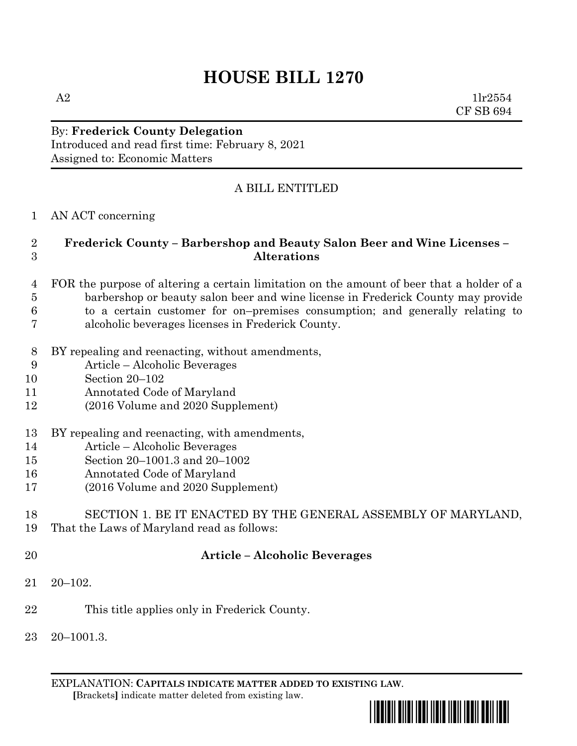# HOUSE BILL 1270

A2 1lr2554
CF SB 694

By: **Frederick County Delegation**
Introduced and read first time: February 8, 2021
Assigned to: Economic Matters

A BILL ENTITLED

1 AN ACT concerning

2 **Frederick County – Barbershop and Beauty Salon Beer and Wine Licenses –**
3 **Alterations**

4 FOR the purpose of altering a certain limitation on the amount of beer that a holder of a
5 barbershop or beauty salon beer and wine license in Frederick County may provide
6 to a certain customer for on–premises consumption; and generally relating to
7 alcoholic beverages licenses in Frederick County.

8 BY repealing and reenacting, without amendments,
9 Article – Alcoholic Beverages
10 Section 20–102
11 Annotated Code of Maryland
12 (2016 Volume and 2020 Supplement)

13 BY repealing and reenacting, with amendments,
14 Article – Alcoholic Beverages
15 Section 20–1001.3 and 20–1002
16 Annotated Code of Maryland
17 (2016 Volume and 2020 Supplement)

18 SECTION 1. BE IT ENACTED BY THE GENERAL ASSEMBLY OF MARYLAND,
19 That the Laws of Maryland read as follows:

20 **Article – Alcoholic Beverages**

21 20–102.

22 This title applies only in Frederick County.

23 20–1001.3.

EXPLANATION: **CAPITALS INDICATE MATTER ADDED TO EXISTING LAW.**
**[**Brackets**]** indicate matter deleted from existing law.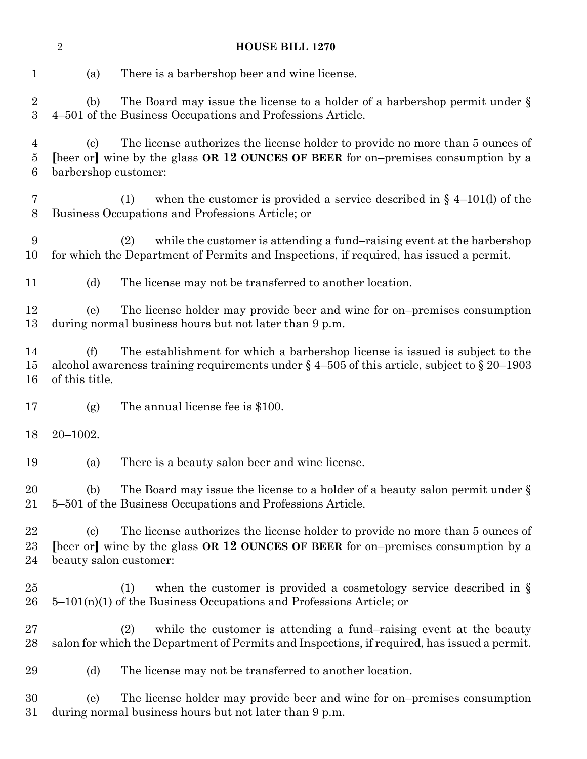(a) There is a barbershop beer and wine license.

(b) The Board may issue the license to a holder of a barbershop permit under § 4–501 of the Business Occupations and Professions Article.

(c) The license authorizes the license holder to provide no more than 5 ounces of [beer or] wine by the glass **OR 12 OUNCES OF BEER** for on–premises consumption by a barbershop customer:

(1) when the customer is provided a service described in § 4–101(l) of the Business Occupations and Professions Article; or

(2) while the customer is attending a fund–raising event at the barbershop for which the Department of Permits and Inspections, if required, has issued a permit.

(d) The license may not be transferred to another location.

(e) The license holder may provide beer and wine for on–premises consumption during normal business hours but not later than 9 p.m.

(f) The establishment for which a barbershop license is issued is subject to the alcohol awareness training requirements under § 4–505 of this article, subject to § 20–1903 of this title.

(g) The annual license fee is $100.

20–1002.

(a) There is a beauty salon beer and wine license.

(b) The Board may issue the license to a holder of a beauty salon permit under § 5–501 of the Business Occupations and Professions Article.

(c) The license authorizes the license holder to provide no more than 5 ounces of [beer or] wine by the glass **OR 12 OUNCES OF BEER** for on–premises consumption by a beauty salon customer:

(1) when the customer is provided a cosmetology service described in § 5–101(n)(1) of the Business Occupations and Professions Article; or

(2) while the customer is attending a fund–raising event at the beauty salon for which the Department of Permits and Inspections, if required, has issued a permit.

(d) The license may not be transferred to another location.

(e) The license holder may provide beer and wine for on–premises consumption during normal business hours but not later than 9 p.m.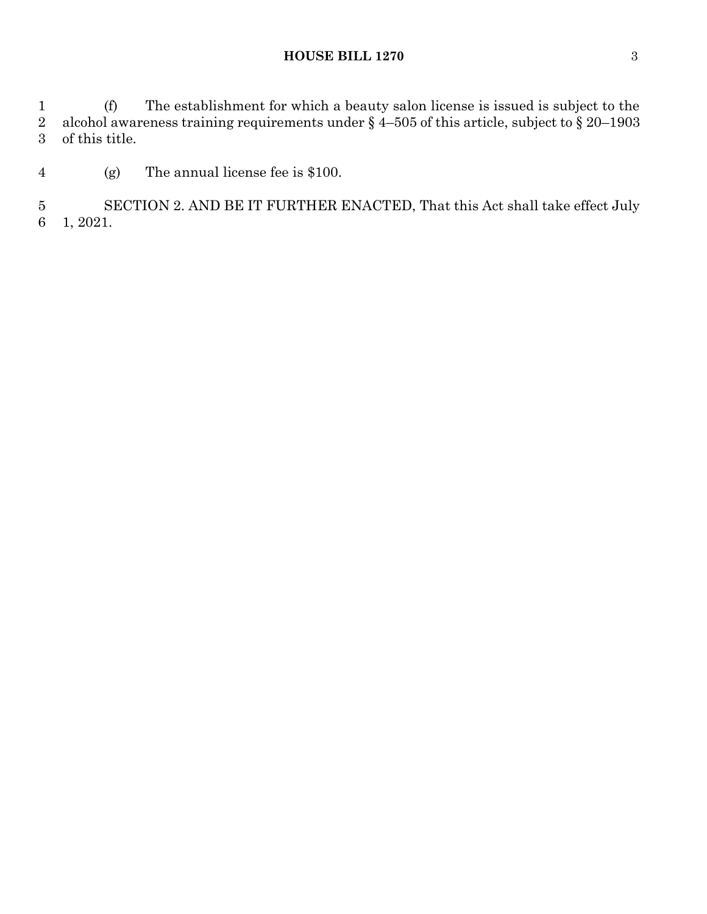(f) The establishment for which a beauty salon license is issued is subject to the alcohol awareness training requirements under § 4–505 of this article, subject to § 20–1903 of this title.

(g) The annual license fee is $100.

SECTION 2. AND BE IT FURTHER ENACTED, That this Act shall take effect July 1, 2021.